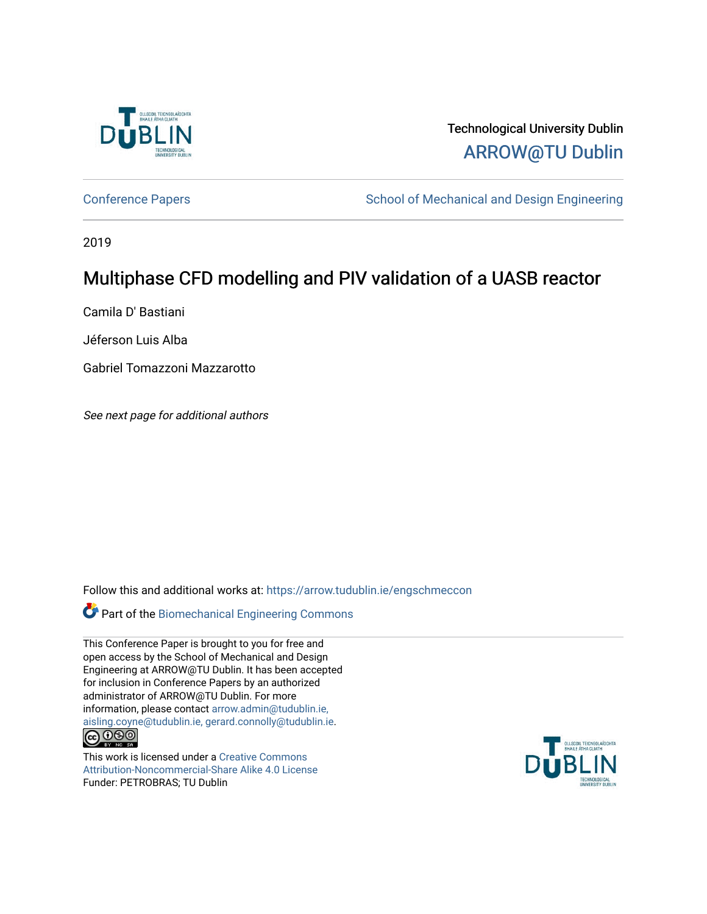Technological University Dublin

ARROW@TU Dublin

Conference Papers | School of Mechanical and Design Engineering

2019

# Multiphase CFD modelling and PIV validation of a UASB reactor

Camila D' Bastiani

Jéferson Luis Alba

Gabriel Tomazzoni Mazzarotto

*See next page for additional authors*

Follow this and additional works at: https://arrow.tudublin.ie/engschmeccon

Part of the Biomechanical Engineering Commons

This Conference Paper is brought to you for free and open access by the School of Mechanical and Design Engineering at ARROW@TU Dublin. It has been accepted for inclusion in Conference Papers by an authorized administrator of ARROW@TU Dublin. For more information, please contact arrow.admin@tudublin.ie, aisling.coyne@tudublin.ie, gerard.connolly@tudublin.ie.

This work is licensed under a Creative Commons Attribution-Noncommercial-Share Alike 4.0 License

Funder: PETROBRAS; TU Dublin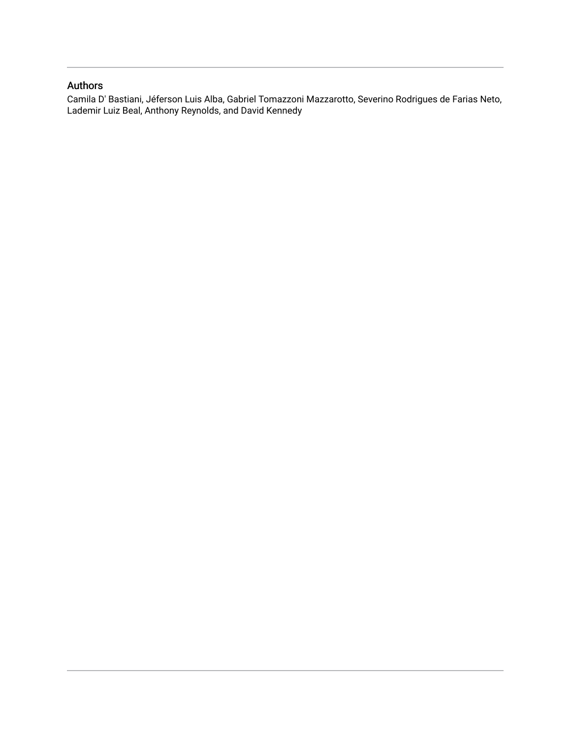## Authors

Camila D' Bastiani, Jéferson Luis Alba, Gabriel Tomazzoni Mazzarotto, Severino Rodrigues de Farias Neto, Lademir Luiz Beal, Anthony Reynolds, and David Kennedy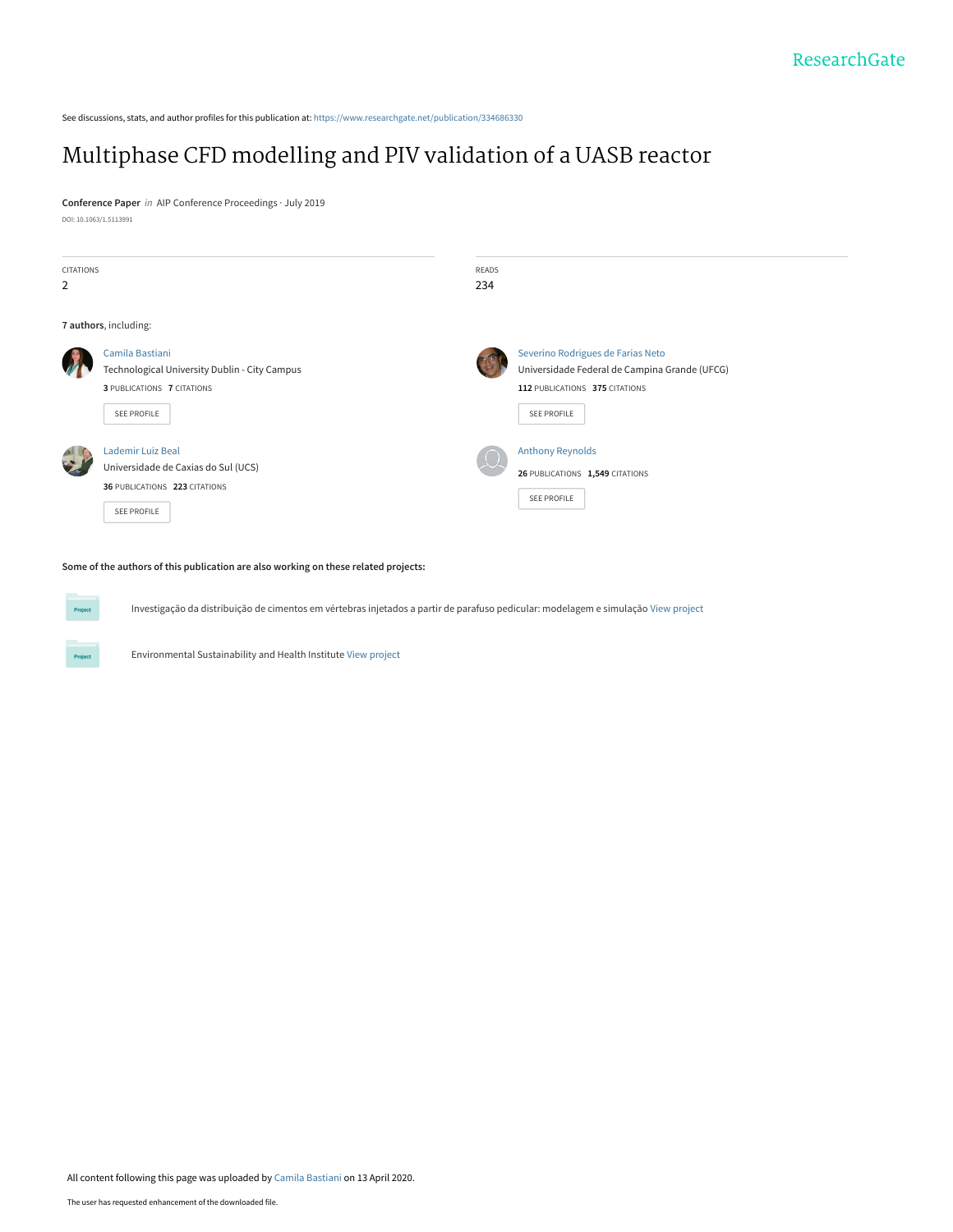See discussions, stats, and author profiles for this publication at: https://www.researchgate.net/publication/334686330

# Multiphase CFD modelling and PIV validation of a UASB reactor

**Conference Paper** *in* AIP Conference Proceedings · July 2019

DOI: 10.1063/1.5113991

| CITATIONS | READS |
| --- | --- |
| 2 | 234 |

**7 authors**, including:

**Camila Bastiani**
Technological University Dublin - City Campus
3 PUBLICATIONS 7 CITATIONS
SEE PROFILE

**Severino Rodrigues de Farias Neto**
Universidade Federal de Campina Grande (UFCG)
112 PUBLICATIONS 375 CITATIONS
SEE PROFILE

**Lademir Luiz Beal**
Universidade de Caxias do Sul (UCS)
36 PUBLICATIONS 223 CITATIONS
SEE PROFILE

**Anthony Reynolds**
26 PUBLICATIONS 1,549 CITATIONS
SEE PROFILE

**Some of the authors of this publication are also working on these related projects:**

Investigação da distribuição de cimentos em vértebras injetados a partir de parafuso pedicular: modelagem e simulação View project

Environmental Sustainability and Health Institute View project

All content following this page was uploaded by Camila Bastiani on 13 April 2020.

The user has requested enhancement of the downloaded file.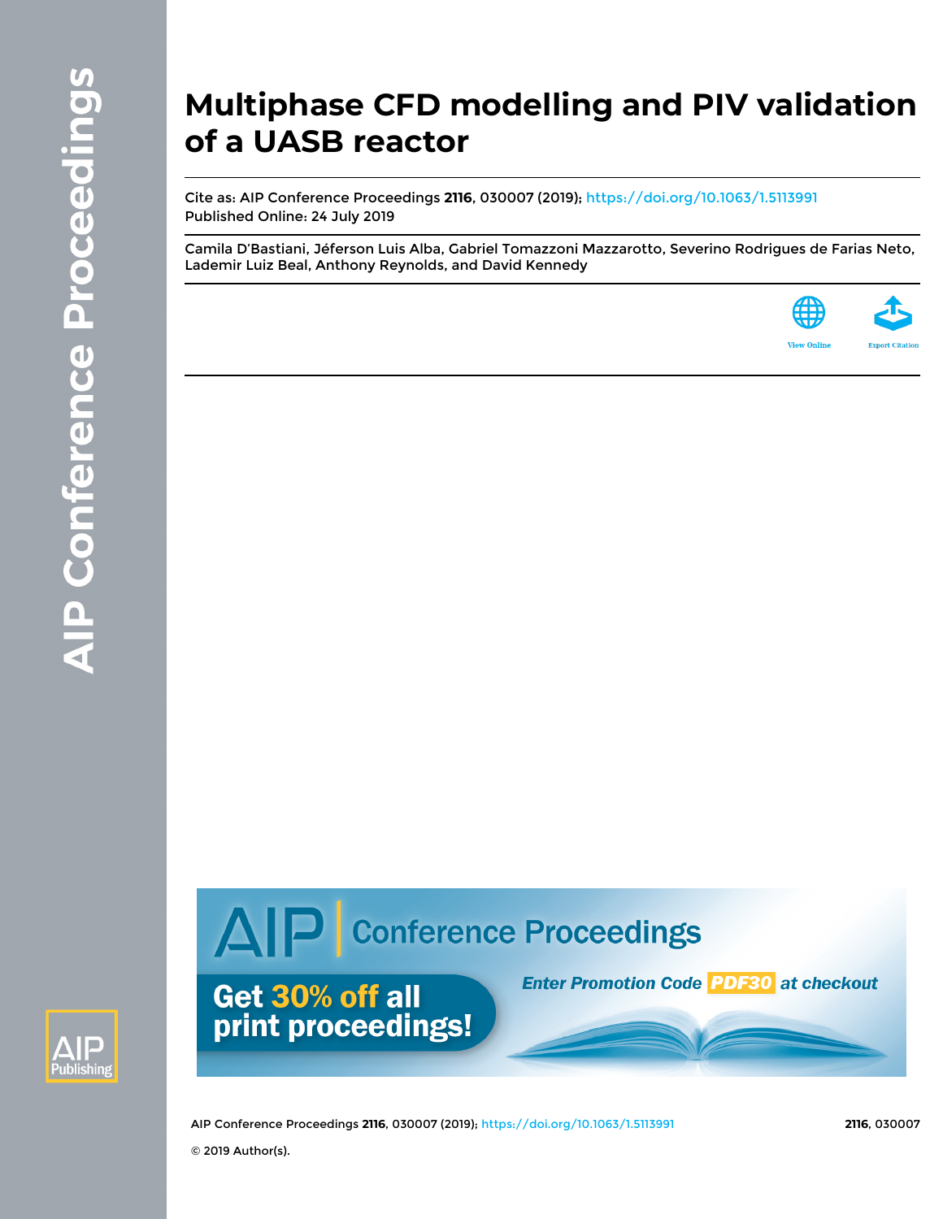# Multiphase CFD modelling and PIV validation of a UASB reactor

Cite as: AIP Conference Proceedings **2116**, 030007 (2019); https://doi.org/10.1063/1.5113991

Published Online: 24 July 2019

Camila D'Bastiani, Jéferson Luis Alba, Gabriel Tomazzoni Mazzarotto, Severino Rodrigues de Farias Neto, Lademir Luiz Beal, Anthony Reynolds, and David Kennedy

© 2019 Author(s).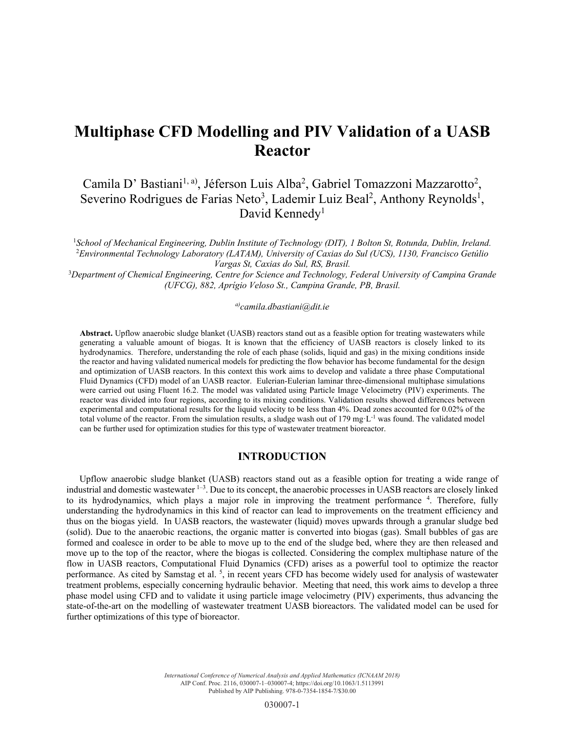# Multiphase CFD Modelling and PIV Validation of a UASB Reactor

Camila D' Bastiani[1, a)], Jéferson Luis Alba[2], Gabriel Tomazzoni Mazzarotto[2], Severino Rodrigues de Farias Neto[3], Lademir Luiz Beal[2], Anthony Reynolds[1], David Kennedy[1]

[1]*School of Mechanical Engineering, Dublin Institute of Technology (DIT), 1 Bolton St, Rotunda, Dublin, Ireland.*
[2]*Environmental Technology Laboratory (LATAM), University of Caxias do Sul (UCS), 1130, Francisco Getúlio Vargas St, Caxias do Sul, RS, Brasil.*
[3]*Department of Chemical Engineering, Centre for Science and Technology, Federal University of Campina Grande (UFCG), 882, Aprígio Veloso St., Campina Grande, PB, Brasil.*

[a)]*camila.dbastiani@dit.ie*

**Abstract.** Upflow anaerobic sludge blanket (UASB) reactors stand out as a feasible option for treating wastewaters while generating a valuable amount of biogas. It is known that the efficiency of UASB reactors is closely linked to its hydrodynamics. Therefore, understanding the role of each phase (solids, liquid and gas) in the mixing conditions inside the reactor and having validated numerical models for predicting the flow behavior has become fundamental for the design and optimization of UASB reactors. In this context this work aims to develop and validate a three phase Computational Fluid Dynamics (CFD) model of an UASB reactor. Eulerian-Eulerian laminar three-dimensional multiphase simulations were carried out using Fluent 16.2. The model was validated using Particle Image Velocimetry (PIV) experiments. The reactor was divided into four regions, according to its mixing conditions. Validation results showed differences between experimental and computational results for the liquid velocity to be less than 4%. Dead zones accounted for 0.02% of the total volume of the reactor. From the simulation results, a sludge wash out of 179 $mg \cdot L^{-1}$ was found. The validated model can be further used for optimization studies for this type of wastewater treatment bioreactor.

## INTRODUCTION

Upflow anaerobic sludge blanket (UASB) reactors stand out as a feasible option for treating a wide range of industrial and domestic wastewater [1–3]. Due to its concept, the anaerobic processes in UASB reactors are closely linked to its hydrodynamics, which plays a major role in improving the treatment performance [4]. Therefore, fully understanding the hydrodynamics in this kind of reactor can lead to improvements on the treatment efficiency and thus on the biogas yield. In UASB reactors, the wastewater (liquid) moves upwards through a granular sludge bed (solid). Due to the anaerobic reactions, the organic matter is converted into biogas (gas). Small bubbles of gas are formed and coalesce in order to be able to move up to the end of the sludge bed, where they are then released and move up to the top of the reactor, where the biogas is collected. Considering the complex multiphase nature of the flow in UASB reactors, Computational Fluid Dynamics (CFD) arises as a powerful tool to optimize the reactor performance. As cited by Samstag et al. [5], in recent years CFD has become widely used for analysis of wastewater treatment problems, especially concerning hydraulic behavior. Meeting that need, this work aims to develop a three phase model using CFD and to validate it using particle image velocimetry (PIV) experiments, thus advancing the state-of-the-art on the modelling of wastewater treatment UASB bioreactors. The validated model can be used for further optimizations of this type of bioreactor.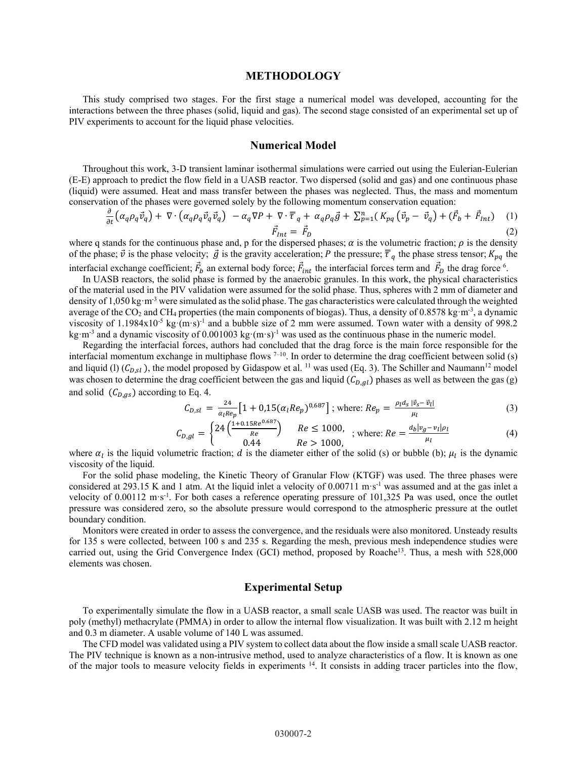## METHODOLOGY

This study comprised two stages. For the first stage a numerical model was developed, accounting for the interactions between the three phases (solid, liquid and gas). The second stage consisted of an experimental set up of PIV experiments to account for the liquid phase velocities.

### Numerical Model

Throughout this work, 3-D transient laminar isothermal simulations were carried out using the Eulerian-Eulerian (E-E) approach to predict the flow field in a UASB reactor. Two dispersed (solid and gas) and one continuous phase (liquid) were assumed. Heat and mass transfer between the phases was neglected. Thus, the mass and momentum conservation of the phases were governed solely by the following momentum conservation equation:

$$\frac{\partial}{\partial t}\left(\alpha_q \rho_q \vec{v}_q\right) + \nabla \cdot \left(\alpha_q \rho_q \vec{v}_q \vec{v}_q\right) \; - \alpha_q \nabla P + \nabla \cdot \bar{\bar{\tau}}_q + \alpha_q \rho_q \vec{g} + \sum_{p=1}^{n} \left( K_{pq} \left(\vec{v}_p - \vec{v}_q\right)\right) + \left(\vec{F}_b + \vec{F}_{Int}\right) \quad (1)$$

$$\vec{F}_{Int} = \vec{F}_D \quad (2)$$

where q stands for the continuous phase and, p for the dispersed phases; $\alpha$ is the volumetric fraction; $\rho$ is the density of the phase; $\vec{v}$ is the phase velocity; $\vec{g}$ is the gravity acceleration; $P$ the pressure; $\bar{\bar{\tau}}_q$ the phase stress tensor; $K_{pq}$ the interfacial exchange coefficient; $\vec{F}_b$ an external body force; $\vec{F}_{int}$ the interfacial forces term and $\vec{F}_D$ the drag force [6].

In UASB reactors, the solid phase is formed by the anaerobic granules. In this work, the physical characteristics of the material used in the PIV validation were assumed for the solid phase. Thus, spheres with 2 mm of diameter and density of 1,050 kg·m$^{-3}$ were simulated as the solid phase. The gas characteristics were calculated through the weighted average of the $CO_2$ and $CH_4$ properties (the main components of biogas). Thus, a density of 0.8578 kg·m$^{-3}$, a dynamic viscosity of 1.1984x10$^{-5}$ kg·(m·s)$^{-1}$ and a bubble size of 2 mm were assumed. Town water with a density of 998.2 kg·m$^{-3}$ and a dynamic viscosity of 0.001003 kg·(m·s)$^{-1}$ was used as the continuous phase in the numeric model.

Regarding the interfacial forces, authors had concluded that the drag force is the main force responsible for the interfacial momentum exchange in multiphase flows [7–10]. In order to determine the drag coefficient between solid (s) and liquid (l) ($C_{D,sl}$), the model proposed by Gidaspow et al. [11] was used (Eq. 3). The Schiller and Naumann[12] model was chosen to determine the drag coefficient between the gas and liquid ($C_{D,gl}$) phases as well as between the gas (g) and solid ($C_{D,gs}$) according to Eq. 4.

$$C_{D,sl} = \frac{24}{\alpha_l Re_p}\left[1 + 0{,}15(\alpha_l Re_p)^{0{,}687}\right] \text{; where: } Re_p = \frac{\rho_l d_s \,|\vec{v}_s - \vec{v}_l|}{\mu_l} \quad (3)$$

$$C_{D,gl} = \begin{cases} 24\left(\frac{1+0.15Re^{0.687}}{Re}\right) & Re \leq 1000, \\ 0.44 & Re > 1000, \end{cases} \text{; where: } Re = \frac{d_b|v_g - v_l|\rho_l}{\mu_l} \quad (4)$$

where $\alpha_l$ is the liquid volumetric fraction; $d$ is the diameter either of the solid (s) or bubble (b); $\mu_l$ is the dynamic viscosity of the liquid.

For the solid phase modeling, the Kinetic Theory of Granular Flow (KTGF) was used. The three phases were considered at 293.15 K and 1 atm. At the liquid inlet a velocity of 0.00711 m·s$^{-1}$ was assumed and at the gas inlet a velocity of 0.00112 m·s$^{-1}$. For both cases a reference operating pressure of 101,325 Pa was used, once the outlet pressure was considered zero, so the absolute pressure would correspond to the atmospheric pressure at the outlet boundary condition.

Monitors were created in order to assess the convergence, and the residuals were also monitored. Unsteady results for 135 s were collected, between 100 s and 235 s. Regarding the mesh, previous mesh independence studies were carried out, using the Grid Convergence Index (GCI) method, proposed by Roache[13]. Thus, a mesh with 528,000 elements was chosen.

### Experimental Setup

To experimentally simulate the flow in a UASB reactor, a small scale UASB was used. The reactor was built in poly (methyl) methacrylate (PMMA) in order to allow the internal flow visualization. It was built with 2.12 m height and 0.3 m diameter. A usable volume of 140 L was assumed.

The CFD model was validated using a PIV system to collect data about the flow inside a small scale UASB reactor. The PIV technique is known as a non-intrusive method, used to analyze characteristics of a flow. It is known as one of the major tools to measure velocity fields in experiments [14]. It consists in adding tracer particles into the flow,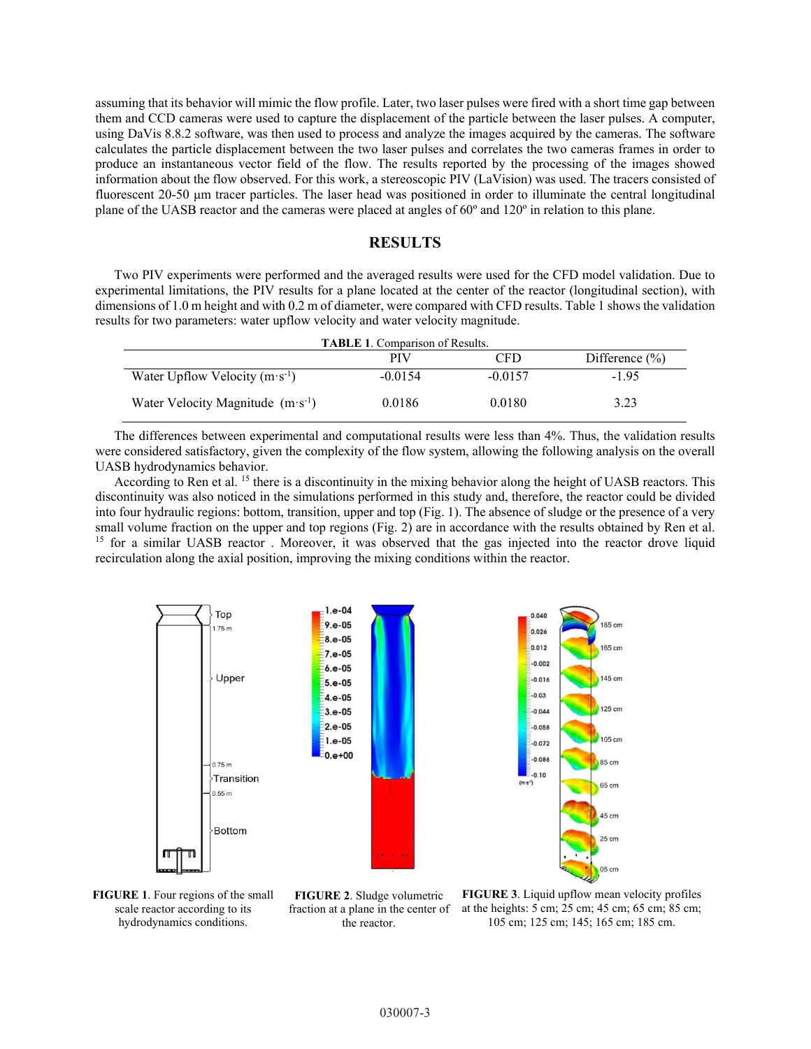assuming that its behavior will mimic the flow profile. Later, two laser pulses were fired with a short time gap between them and CCD cameras were used to capture the displacement of the particle between the laser pulses. A computer, using DaVis 8.8.2 software, was then used to process and analyze the images acquired by the cameras. The software calculates the particle displacement between the two laser pulses and correlates the two cameras frames in order to produce an instantaneous vector field of the flow. The results reported by the processing of the images showed information about the flow observed. For this work, a stereoscopic PIV (LaVision) was used. The tracers consisted of fluorescent 20-50 µm tracer particles. The laser head was positioned in order to illuminate the central longitudinal plane of the UASB reactor and the cameras were placed at angles of 60º and 120º in relation to this plane.

## RESULTS

Two PIV experiments were performed and the averaged results were used for the CFD model validation. Due to experimental limitations, the PIV results for a plane located at the center of the reactor (longitudinal section), with dimensions of 1.0 m height and with 0.2 m of diameter, were compared with CFD results. Table 1 shows the validation results for two parameters: water upflow velocity and water velocity magnitude.

**TABLE 1**. Comparison of Results.

| | PIV | CFD | Difference (%) |
|---|---|---|---|
| Water Upflow Velocity ($m \cdot s^{-1}$) | -0.0154 | -0.0157 | -1.95 |
| Water Velocity Magnitude ($m \cdot s^{-1}$) | 0.0186 | 0.0180 | 3.23 |

The differences between experimental and computational results were less than 4%. Thus, the validation results were considered satisfactory, given the complexity of the flow system, allowing the following analysis on the overall UASB hydrodynamics behavior.

According to Ren et al. [15] there is a discontinuity in the mixing behavior along the height of UASB reactors. This discontinuity was also noticed in the simulations performed in this study and, therefore, the reactor could be divided into four hydraulic regions: bottom, transition, upper and top (Fig. 1). The absence of sludge or the presence of a very small volume fraction on the upper and top regions (Fig. 2) are in accordance with the results obtained by Ren et al. [15] for a similar UASB reactor . Moreover, it was observed that the gas injected into the reactor drove liquid recirculation along the axial position, improving the mixing conditions within the reactor.

**FIGURE 1**. Four regions of the small scale reactor according to its hydrodynamics conditions.

**FIGURE 2**. Sludge volumetric fraction at a plane in the center of the reactor.

**FIGURE 3**. Liquid upflow mean velocity profiles at the heights: 5 cm; 25 cm; 45 cm; 65 cm; 85 cm; 105 cm; 125 cm; 145; 165 cm; 185 cm.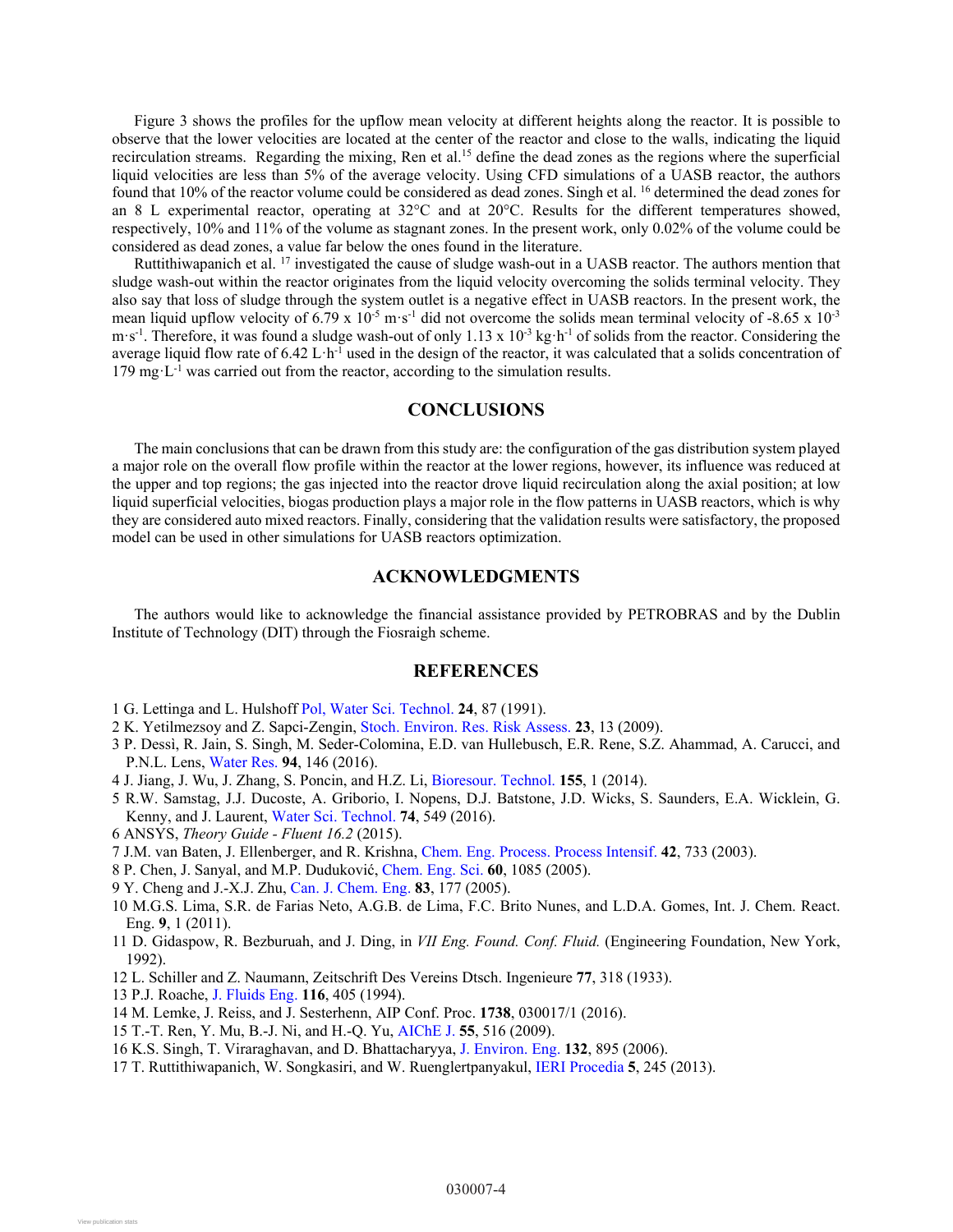Figure 3 shows the profiles for the upflow mean velocity at different heights along the reactor. It is possible to observe that the lower velocities are located at the center of the reactor and close to the walls, indicating the liquid recirculation streams. Regarding the mixing, Ren et al.[15] define the dead zones as the regions where the superficial liquid velocities are less than 5% of the average velocity. Using CFD simulations of a UASB reactor, the authors found that 10% of the reactor volume could be considered as dead zones. Singh et al. [16] determined the dead zones for an 8 L experimental reactor, operating at 32°C and at 20°C. Results for the different temperatures showed, respectively, 10% and 11% of the volume as stagnant zones. In the present work, only 0.02% of the volume could be considered as dead zones, a value far below the ones found in the literature.

Ruttithiwapanich et al. [17] investigated the cause of sludge wash-out in a UASB reactor. The authors mention that sludge wash-out within the reactor originates from the liquid velocity overcoming the solids terminal velocity. They also say that loss of sludge through the system outlet is a negative effect in UASB reactors. In the present work, the mean liquid upflow velocity of $6.79 \times 10^{-5}$ $m \cdot s^{-1}$ did not overcome the solids mean terminal velocity of $-8.65 \times 10^{-3}$ $m \cdot s^{-1}$. Therefore, it was found a sludge wash-out of only $1.13 \times 10^{-3}$ $kg \cdot h^{-1}$ of solids from the reactor. Considering the average liquid flow rate of 6.42 $L \cdot h^{-1}$ used in the design of the reactor, it was calculated that a solids concentration of 179 $mg \cdot L^{-1}$ was carried out from the reactor, according to the simulation results.

## CONCLUSIONS

The main conclusions that can be drawn from this study are: the configuration of the gas distribution system played a major role on the overall flow profile within the reactor at the lower regions, however, its influence was reduced at the upper and top regions; the gas injected into the reactor drove liquid recirculation along the axial position; at low liquid superficial velocities, biogas production plays a major role in the flow patterns in UASB reactors, which is why they are considered auto mixed reactors. Finally, considering that the validation results were satisfactory, the proposed model can be used in other simulations for UASB reactors optimization.

## ACKNOWLEDGMENTS

The authors would like to acknowledge the financial assistance provided by PETROBRAS and by the Dublin Institute of Technology (DIT) through the Fiosraigh scheme.

## REFERENCES

1 G. Lettinga and L. Hulshoff Pol, Water Sci. Technol. **24**, 87 (1991).
2 K. Yetilmezsoy and Z. Sapci-Zengin, Stoch. Environ. Res. Risk Assess. **23**, 13 (2009).
3 P. Dessì, R. Jain, S. Singh, M. Seder-Colomina, E.D. van Hullebusch, E.R. Rene, S.Z. Ahammad, A. Carucci, and P.N.L. Lens, Water Res. **94**, 146 (2016).
4 J. Jiang, J. Wu, J. Zhang, S. Poncin, and H.Z. Li, Bioresour. Technol. **155**, 1 (2014).
5 R.W. Samstag, J.J. Ducoste, A. Griborio, I. Nopens, D.J. Batstone, J.D. Wicks, S. Saunders, E.A. Wicklein, G. Kenny, and J. Laurent, Water Sci. Technol. **74**, 549 (2016).
6 ANSYS, *Theory Guide - Fluent 16.2* (2015).
7 J.M. van Baten, J. Ellenberger, and R. Krishna, Chem. Eng. Process. Process Intensif. **42**, 733 (2003).
8 P. Chen, J. Sanyal, and M.P. Duduković, Chem. Eng. Sci. **60**, 1085 (2005).
9 Y. Cheng and J.-X.J. Zhu, Can. J. Chem. Eng. **83**, 177 (2005).
10 M.G.S. Lima, S.R. de Farias Neto, A.G.B. de Lima, F.C. Brito Nunes, and L.D.A. Gomes, Int. J. Chem. React. Eng. **9**, 1 (2011).
11 D. Gidaspow, R. Bezburuah, and J. Ding, in *VII Eng. Found. Conf. Fluid.* (Engineering Foundation, New York, 1992).
12 L. Schiller and Z. Naumann, Zeitschrift Des Vereins Dtsch. Ingenieure **77**, 318 (1933).
13 P.J. Roache, J. Fluids Eng. **116**, 405 (1994).
14 M. Lemke, J. Reiss, and J. Sesterhenn, AIP Conf. Proc. **1738**, 030017/1 (2016).
15 T.-T. Ren, Y. Mu, B.-J. Ni, and H.-Q. Yu, AIChE J. **55**, 516 (2009).
16 K.S. Singh, T. Viraraghavan, and D. Bhattacharyya, J. Environ. Eng. **132**, 895 (2006).
17 T. Ruttithiwapanich, W. Songkasiri, and W. Ruenglertpanyakul, IERI Procedia **5**, 245 (2013).